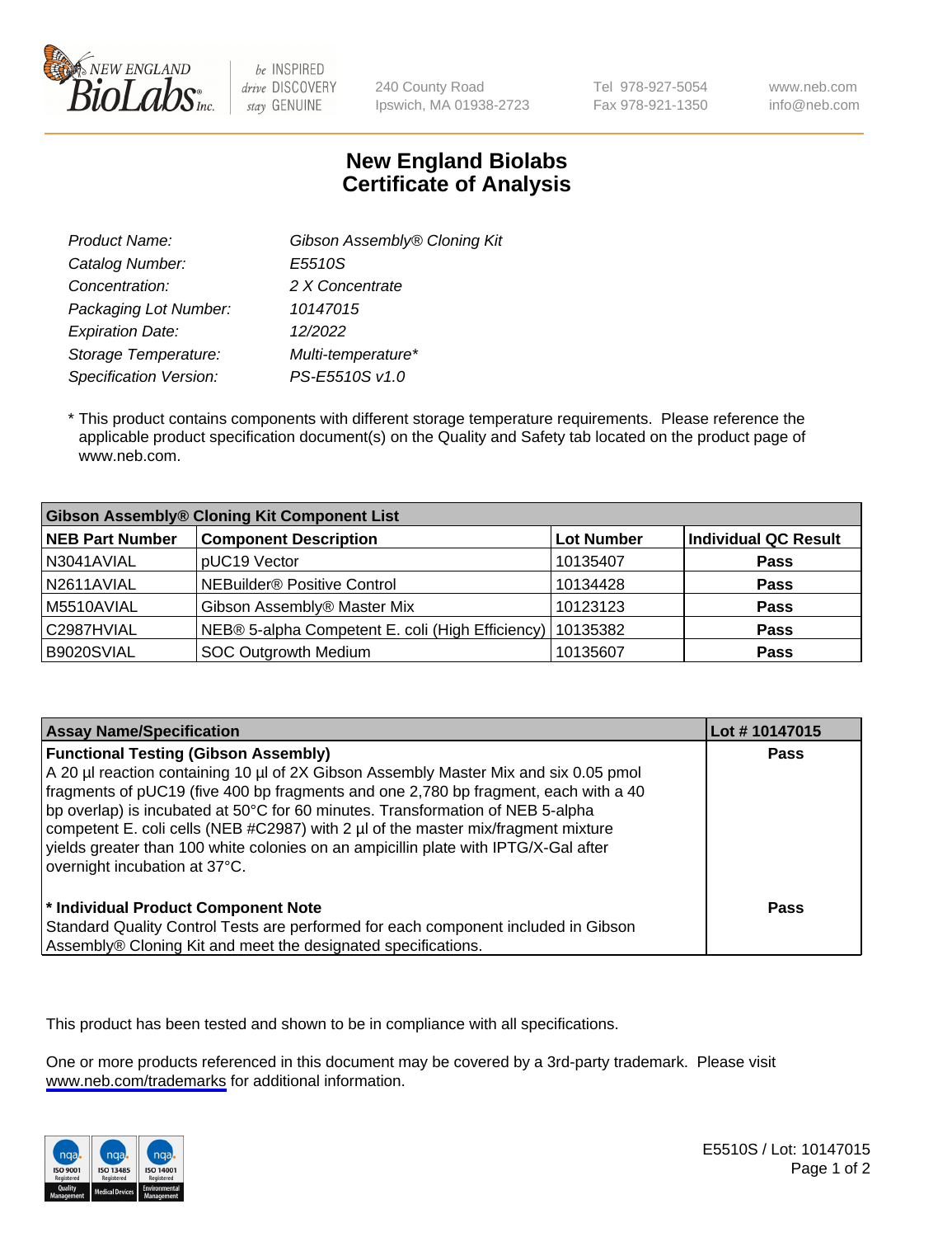# New England Biolabs Certificate of Analysis

| | |
|---|---|
| *Product Name:* | *Gibson Assembly® Cloning Kit* |
| *Catalog Number:* | *E5510S* |
| *Concentration:* | *2 X Concentrate* |
| *Packaging Lot Number:* | *10147015* |
| *Expiration Date:* | *12/2022* |
| *Storage Temperature:* | *Multi-temperature** |
| *Specification Version:* | *PS-E5510S v1.0* |

* This product contains components with different storage temperature requirements. Please reference the applicable product specification document(s) on the Quality and Safety tab located on the product page of www.neb.com.

| **Gibson Assembly® Cloning Kit Component List** | | | |
|---|---|---|---|
| **NEB Part Number** | **Component Description** | **Lot Number** | **Individual QC Result** |
| N3041AVIAL | pUC19 Vector | 10135407 | **Pass** |
| N2611AVIAL | NEBuilder® Positive Control | 10134428 | **Pass** |
| M5510AVIAL | Gibson Assembly® Master Mix | 10123123 | **Pass** |
| C2987HVIAL | NEB® 5-alpha Competent E. coli (High Efficiency) | 10135382 | **Pass** |
| B9020SVIAL | SOC Outgrowth Medium | 10135607 | **Pass** |

| **Assay Name/Specification** | **Lot # 10147015** |
|---|---|
| **Functional Testing (Gibson Assembly)**<br>A 20 µl reaction containing 10 µl of 2X Gibson Assembly Master Mix and six 0.05 pmol fragments of pUC19 (five 400 bp fragments and one 2,780 bp fragment, each with a 40 bp overlap) is incubated at 50°C for 60 minutes. Transformation of NEB 5-alpha competent E. coli cells (NEB #C2987) with 2 µl of the master mix/fragment mixture yields greater than 100 white colonies on an ampicillin plate with IPTG/X-Gal after overnight incubation at 37°C. | **Pass** |
| *** Individual Product Component Note**<br>Standard Quality Control Tests are performed for each component included in Gibson Assembly® Cloning Kit and meet the designated specifications. | **Pass** |

This product has been tested and shown to be in compliance with all specifications.

One or more products referenced in this document may be covered by a 3rd-party trademark. Please visit www.neb.com/trademarks for additional information.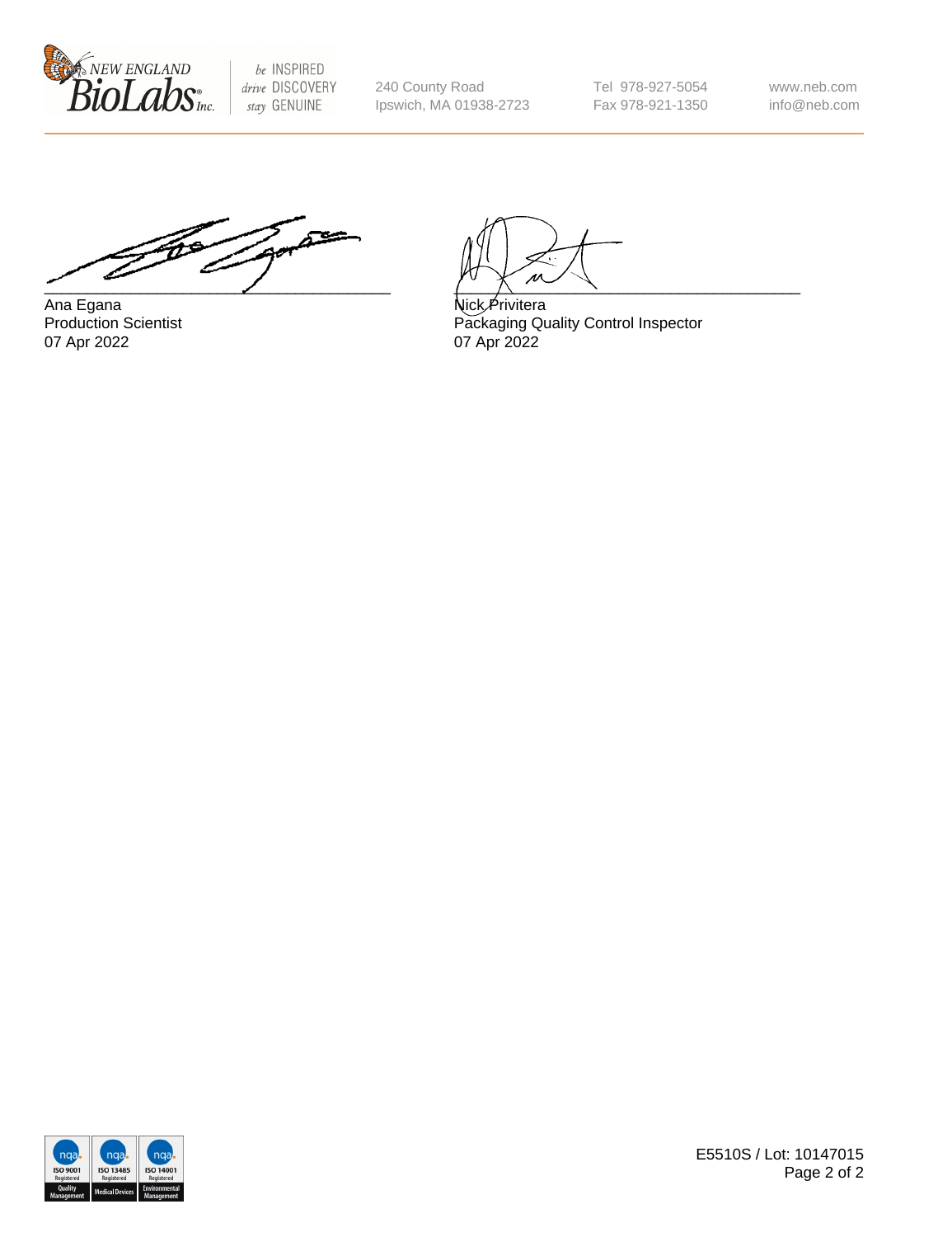240 County Road
Ipswich, MA 01938-2723

Tel 978-927-5054
Fax 978-921-1350

www.neb.com
info@neb.com

Ana Egana
Production Scientist
07 Apr 2022

Nick Privitera
Packaging Quality Control Inspector
07 Apr 2022

E5510S / Lot: 10147015